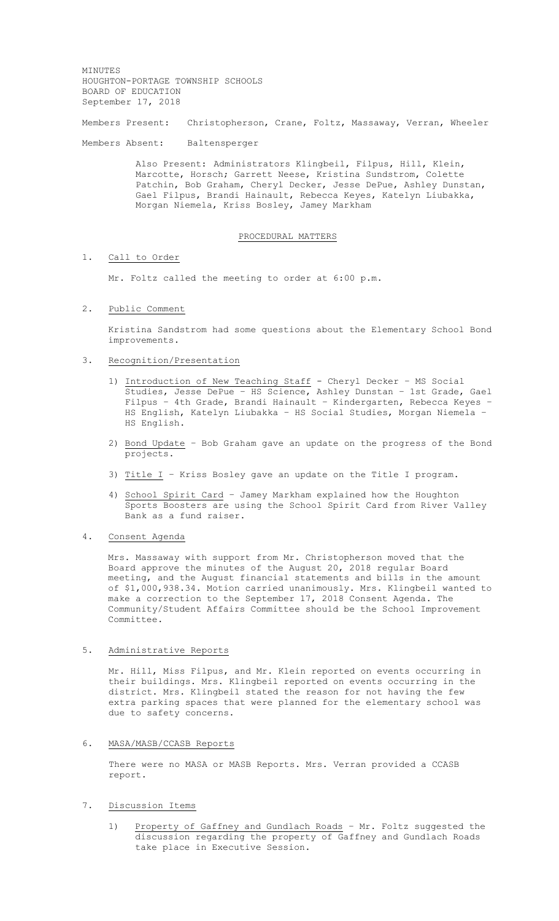MINUTES
HOUGHTON-PORTAGE TOWNSHIP SCHOOLS
BOARD OF EDUCATION
September 17, 2018

Members Present: Christopherson, Crane, Foltz, Massaway, Verran, Wheeler

Members Absent: Baltensperger

Also Present: Administrators Klingbeil, Filpus, Hill, Klein, Marcotte, Horsch; Garrett Neese, Kristina Sundstrom, Colette Patchin, Bob Graham, Cheryl Decker, Jesse DePue, Ashley Dunstan, Gael Filpus, Brandi Hainault, Rebecca Keyes, Katelyn Liubakka, Morgan Niemela, Kriss Bosley, Jamey Markham

## PROCEDURAL MATTERS

1. Call to Order

   Mr. Foltz called the meeting to order at 6:00 p.m.

2. Public Comment

   Kristina Sandstrom had some questions about the Elementary School Bond improvements.

3. Recognition/Presentation

   1) Introduction of New Teaching Staff - Cheryl Decker – MS Social Studies, Jesse DePue – HS Science, Ashley Dunstan – 1st Grade, Gael Filpus – 4th Grade, Brandi Hainault – Kindergarten, Rebecca Keyes – HS English, Katelyn Liubakka – HS Social Studies, Morgan Niemela – HS English.

   2) Bond Update – Bob Graham gave an update on the progress of the Bond projects.

   3) Title I – Kriss Bosley gave an update on the Title I program.

   4) School Spirit Card – Jamey Markham explained how the Houghton Sports Boosters are using the School Spirit Card from River Valley Bank as a fund raiser.

4. Consent Agenda

   Mrs. Massaway with support from Mr. Christopherson moved that the Board approve the minutes of the August 20, 2018 regular Board meeting, and the August financial statements and bills in the amount of $1,000,938.34. Motion carried unanimously. Mrs. Klingbeil wanted to make a correction to the September 17, 2018 Consent Agenda. The Community/Student Affairs Committee should be the School Improvement Committee.

5. Administrative Reports

   Mr. Hill, Miss Filpus, and Mr. Klein reported on events occurring in their buildings. Mrs. Klingbeil reported on events occurring in the district. Mrs. Klingbeil stated the reason for not having the few extra parking spaces that were planned for the elementary school was due to safety concerns.

6. MASA/MASB/CCASB Reports

   There were no MASA or MASB Reports. Mrs. Verran provided a CCASB report.

7. Discussion Items

   1) Property of Gaffney and Gundlach Roads – Mr. Foltz suggested the discussion regarding the property of Gaffney and Gundlach Roads take place in Executive Session.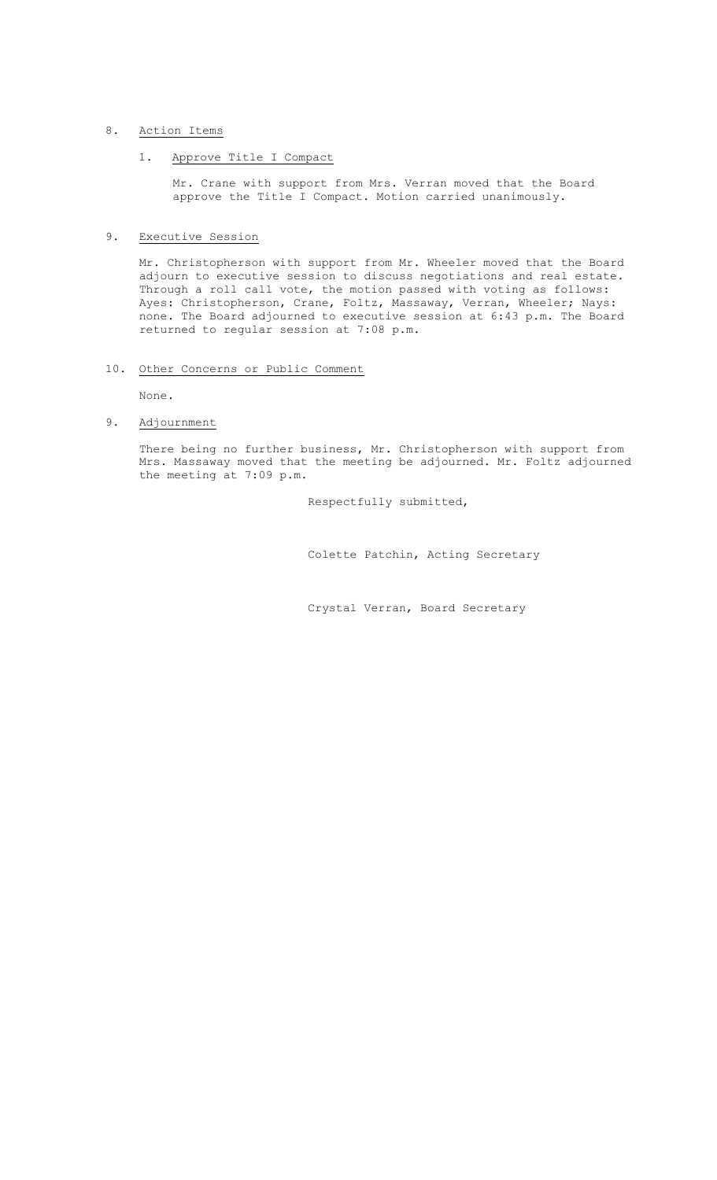8. <u>Action Items</u>

    1. <u>Approve Title I Compact</u>

        Mr. Crane with support from Mrs. Verran moved that the Board approve the Title I Compact. Motion carried unanimously.

9. <u>Executive Session</u>

    Mr. Christopherson with support from Mr. Wheeler moved that the Board adjourn to executive session to discuss negotiations and real estate. Through a roll call vote, the motion passed with voting as follows: Ayes: Christopherson, Crane, Foltz, Massaway, Verran, Wheeler; Nays: none. The Board adjourned to executive session at 6:43 p.m. The Board returned to regular session at 7:08 p.m.

10. <u>Other Concerns or Public Comment</u>

    None.

9. <u>Adjournment</u>

    There being no further business, Mr. Christopherson with support from Mrs. Massaway moved that the meeting be adjourned. Mr. Foltz adjourned the meeting at 7:09 p.m.

Respectfully submitted,

Colette Patchin, Acting Secretary

Crystal Verran, Board Secretary